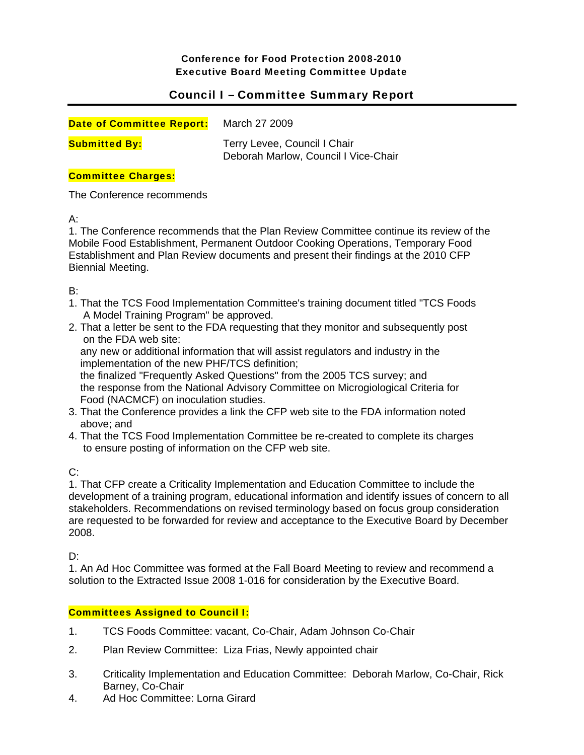**Conference for Food Protection 2008-2010**
**Executive Board Meeting Committee Update**

## Council I – Committee Summary Report

**Date of Committee Report:** March 27 2009

**Submitted By:** Terry Levee, Council I Chair
Deborah Marlow, Council I Vice-Chair

**Committee Charges:**

The Conference recommends

A:
1. The Conference recommends that the Plan Review Committee continue its review of the Mobile Food Establishment, Permanent Outdoor Cooking Operations, Temporary Food Establishment and Plan Review documents and present their findings at the 2010 CFP Biennial Meeting.

B:
1. That the TCS Food Implementation Committee's training document titled "TCS Foods A Model Training Program" be approved.
2. That a letter be sent to the FDA requesting that they monitor and subsequently post on the FDA web site:
   any new or additional information that will assist regulators and industry in the implementation of the new PHF/TCS definition;
   the finalized "Frequently Asked Questions" from the 2005 TCS survey; and
   the response from the National Advisory Committee on Micrgiological Criteria for Food (NACMCF) on inoculation studies.
3. That the Conference provides a link the CFP web site to the FDA information noted above; and
4. That the TCS Food Implementation Committee be re-created to complete its charges to ensure posting of information on the CFP web site.

C:
1. That CFP create a Criticality Implementation and Education Committee to include the development of a training program, educational information and identify issues of concern to all stakeholders. Recommendations on revised terminology based on focus group consideration are requested to be forwarded for review and acceptance to the Executive Board by December 2008.

D:
1. An Ad Hoc Committee was formed at the Fall Board Meeting to review and recommend a solution to the Extracted Issue 2008 1-016 for consideration by the Executive Board.

**Committees Assigned to Council I:**

1. TCS Foods Committee: vacant, Co-Chair, Adam Johnson Co-Chair
2. Plan Review Committee: Liza Frias, Newly appointed chair
3. Criticality Implementation and Education Committee: Deborah Marlow, Co-Chair, Rick Barney, Co-Chair
4. Ad Hoc Committee: Lorna Girard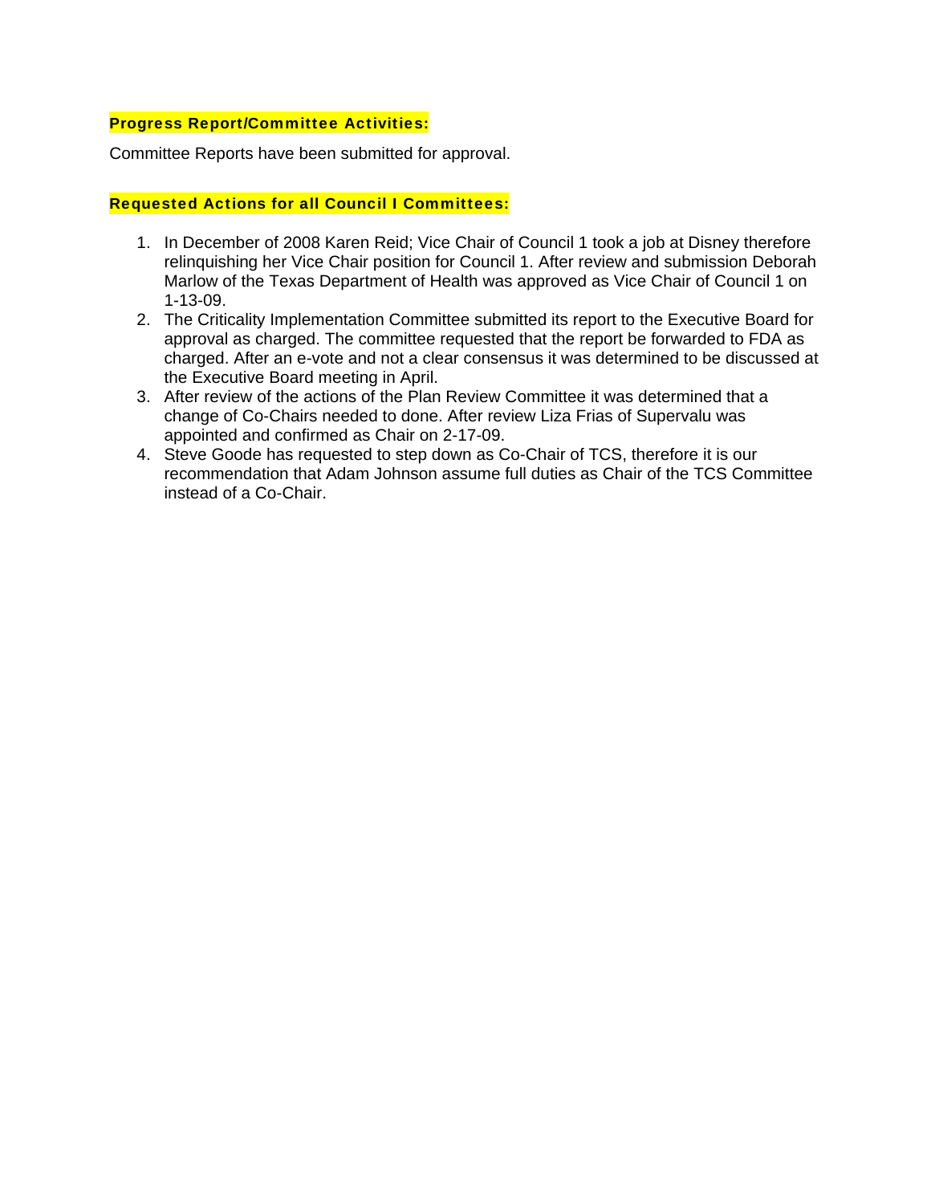**Progress Report/Committee Activities:**

Committee Reports have been submitted for approval.

**Requested Actions for all Council I Committees:**

1. In December of 2008 Karen Reid; Vice Chair of Council 1 took a job at Disney therefore relinquishing her Vice Chair position for Council 1. After review and submission Deborah Marlow of the Texas Department of Health was approved as Vice Chair of Council 1 on 1-13-09.
2. The Criticality Implementation Committee submitted its report to the Executive Board for approval as charged. The committee requested that the report be forwarded to FDA as charged. After an e-vote and not a clear consensus it was determined to be discussed at the Executive Board meeting in April.
3. After review of the actions of the Plan Review Committee it was determined that a change of Co-Chairs needed to done. After review Liza Frias of Supervalu was appointed and confirmed as Chair on 2-17-09.
4. Steve Goode has requested to step down as Co-Chair of TCS, therefore it is our recommendation that Adam Johnson assume full duties as Chair of the TCS Committee instead of a Co-Chair.